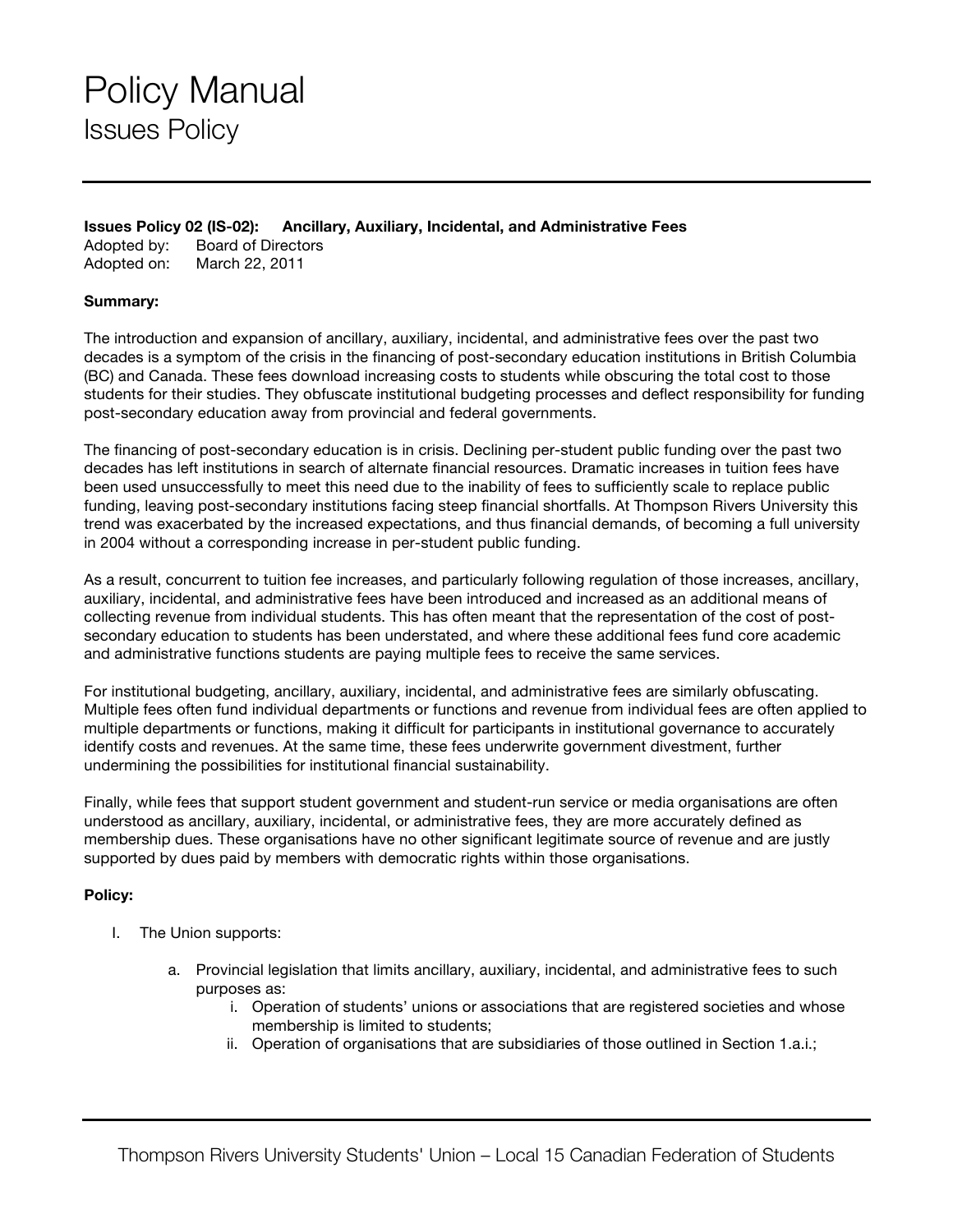# Policy Manual

## Issues Policy

**Issues Policy 02 (IS-02): Ancillary, Auxiliary, Incidental, and Administrative Fees**

Adopted by: Board of Directors
Adopted on: March 22, 2011

**Summary:**

The introduction and expansion of ancillary, auxiliary, incidental, and administrative fees over the past two decades is a symptom of the crisis in the financing of post-secondary education institutions in British Columbia (BC) and Canada. These fees download increasing costs to students while obscuring the total cost to those students for their studies. They obfuscate institutional budgeting processes and deflect responsibility for funding post-secondary education away from provincial and federal governments.

The financing of post-secondary education is in crisis. Declining per-student public funding over the past two decades has left institutions in search of alternate financial resources. Dramatic increases in tuition fees have been used unsuccessfully to meet this need due to the inability of fees to sufficiently scale to replace public funding, leaving post-secondary institutions facing steep financial shortfalls. At Thompson Rivers University this trend was exacerbated by the increased expectations, and thus financial demands, of becoming a full university in 2004 without a corresponding increase in per-student public funding.

As a result, concurrent to tuition fee increases, and particularly following regulation of those increases, ancillary, auxiliary, incidental, and administrative fees have been introduced and increased as an additional means of collecting revenue from individual students. This has often meant that the representation of the cost of post-secondary education to students has been understated, and where these additional fees fund core academic and administrative functions students are paying multiple fees to receive the same services.

For institutional budgeting, ancillary, auxiliary, incidental, and administrative fees are similarly obfuscating. Multiple fees often fund individual departments or functions and revenue from individual fees are often applied to multiple departments or functions, making it difficult for participants in institutional governance to accurately identify costs and revenues. At the same time, these fees underwrite government divestment, further undermining the possibilities for institutional financial sustainability.

Finally, while fees that support student government and student-run service or media organisations are often understood as ancillary, auxiliary, incidental, or administrative fees, they are more accurately defined as membership dues. These organisations have no other significant legitimate source of revenue and are justly supported by dues paid by members with democratic rights within those organisations.

**Policy:**

I. The Union supports:

   a. Provincial legislation that limits ancillary, auxiliary, incidental, and administrative fees to such purposes as:

      i. Operation of students' unions or associations that are registered societies and whose membership is limited to students;

      ii. Operation of organisations that are subsidiaries of those outlined in Section 1.a.i.;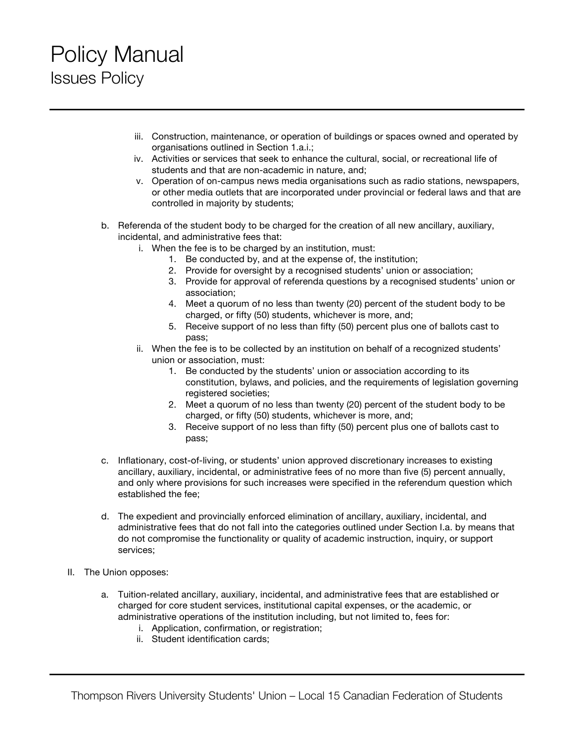iii. Construction, maintenance, or operation of buildings or spaces owned and operated by organisations outlined in Section 1.a.i.;
iv. Activities or services that seek to enhance the cultural, social, or recreational life of students and that are non-academic in nature, and;
v. Operation of on-campus news media organisations such as radio stations, newspapers, or other media outlets that are incorporated under provincial or federal laws and that are controlled in majority by students;

b. Referenda of the student body to be charged for the creation of all new ancillary, auxiliary, incidental, and administrative fees that:
   i. When the fee is to be charged by an institution, must:
      1. Be conducted by, and at the expense of, the institution;
      2. Provide for oversight by a recognised students' union or association;
      3. Provide for approval of referenda questions by a recognised students' union or association;
      4. Meet a quorum of no less than twenty (20) percent of the student body to be charged, or fifty (50) students, whichever is more, and;
      5. Receive support of no less than fifty (50) percent plus one of ballots cast to pass;
   ii. When the fee is to be collected by an institution on behalf of a recognized students' union or association, must:
      1. Be conducted by the students' union or association according to its constitution, bylaws, and policies, and the requirements of legislation governing registered societies;
      2. Meet a quorum of no less than twenty (20) percent of the student body to be charged, or fifty (50) students, whichever is more, and;
      3. Receive support of no less than fifty (50) percent plus one of ballots cast to pass;

c. Inflationary, cost-of-living, or students' union approved discretionary increases to existing ancillary, auxiliary, incidental, or administrative fees of no more than five (5) percent annually, and only where provisions for such increases were specified in the referendum question which established the fee;

d. The expedient and provincially enforced elimination of ancillary, auxiliary, incidental, and administrative fees that do not fall into the categories outlined under Section I.a. by means that do not compromise the functionality or quality of academic instruction, inquiry, or support services;

II. The Union opposes:

a. Tuition-related ancillary, auxiliary, incidental, and administrative fees that are established or charged for core student services, institutional capital expenses, or the academic, or administrative operations of the institution including, but not limited to, fees for:
   i. Application, confirmation, or registration;
   ii. Student identification cards;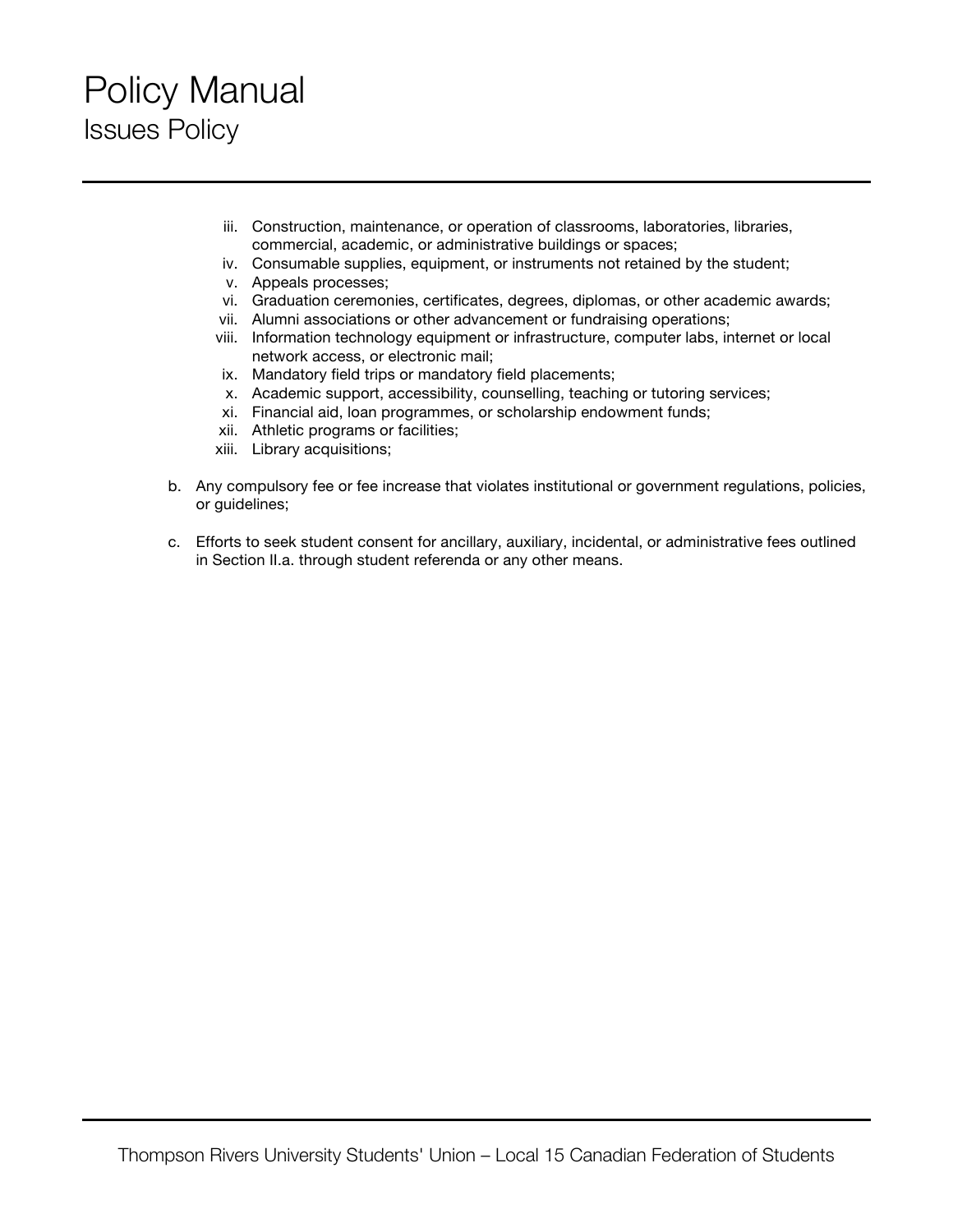iii. Construction, maintenance, or operation of classrooms, laboratories, libraries, commercial, academic, or administrative buildings or spaces;
iv. Consumable supplies, equipment, or instruments not retained by the student;
v. Appeals processes;
vi. Graduation ceremonies, certificates, degrees, diplomas, or other academic awards;
vii. Alumni associations or other advancement or fundraising operations;
viii. Information technology equipment or infrastructure, computer labs, internet or local network access, or electronic mail;
ix. Mandatory field trips or mandatory field placements;
x. Academic support, accessibility, counselling, teaching or tutoring services;
xi. Financial aid, loan programmes, or scholarship endowment funds;
xii. Athletic programs or facilities;
xiii. Library acquisitions;

b. Any compulsory fee or fee increase that violates institutional or government regulations, policies, or guidelines;

c. Efforts to seek student consent for ancillary, auxiliary, incidental, or administrative fees outlined in Section II.a. through student referenda or any other means.